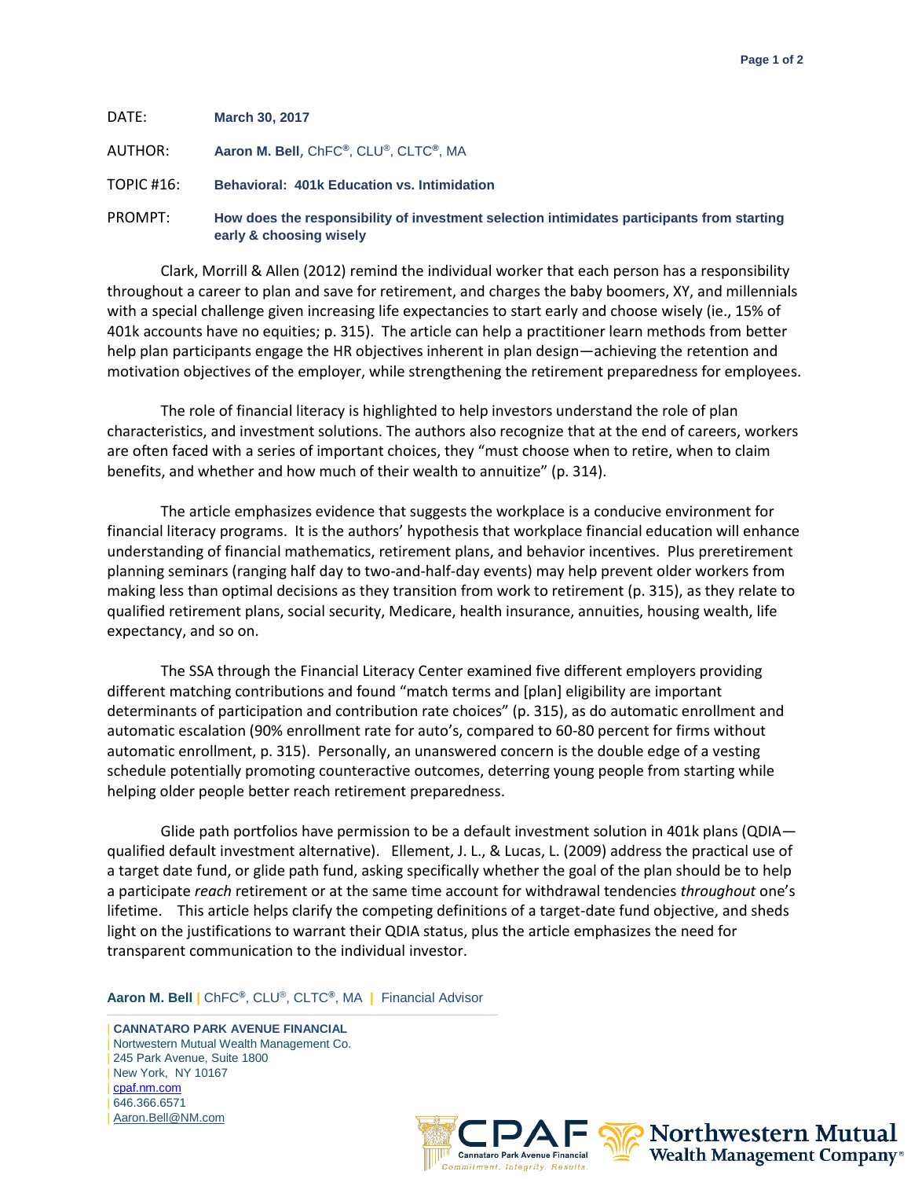DATE: **March 30, 2017**

AUTHOR: **Aaron M. Bell**, ChFC®, CLU®, CLTC®, MA

TOPIC #16: **Behavioral: 401k Education vs. Intimidation**

PROMPT: **How does the responsibility of investment selection intimidates participants from starting early & choosing wisely**

Clark, Morrill & Allen (2012) remind the individual worker that each person has a responsibility throughout a career to plan and save for retirement, and charges the baby boomers, XY, and millennials with a special challenge given increasing life expectancies to start early and choose wisely (ie., 15% of 401k accounts have no equities; p. 315). The article can help a practitioner learn methods from better help plan participants engage the HR objectives inherent in plan design—achieving the retention and motivation objectives of the employer, while strengthening the retirement preparedness for employees.

The role of financial literacy is highlighted to help investors understand the role of plan characteristics, and investment solutions. The authors also recognize that at the end of careers, workers are often faced with a series of important choices, they "must choose when to retire, when to claim benefits, and whether and how much of their wealth to annuitize" (p. 314).

The article emphasizes evidence that suggests the workplace is a conducive environment for financial literacy programs. It is the authors' hypothesis that workplace financial education will enhance understanding of financial mathematics, retirement plans, and behavior incentives. Plus preretirement planning seminars (ranging half day to two-and-half-day events) may help prevent older workers from making less than optimal decisions as they transition from work to retirement (p. 315), as they relate to qualified retirement plans, social security, Medicare, health insurance, annuities, housing wealth, life expectancy, and so on.

The SSA through the Financial Literacy Center examined five different employers providing different matching contributions and found "match terms and [plan] eligibility are important determinants of participation and contribution rate choices" (p. 315), as do automatic enrollment and automatic escalation (90% enrollment rate for auto's, compared to 60-80 percent for firms without automatic enrollment, p. 315). Personally, an unanswered concern is the double edge of a vesting schedule potentially promoting counteractive outcomes, deterring young people from starting while helping older people better reach retirement preparedness.

Glide path portfolios have permission to be a default investment solution in 401k plans (QDIA—qualified default investment alternative). Ellement, J. L., & Lucas, L. (2009) address the practical use of a target date fund, or glide path fund, asking specifically whether the goal of the plan should be to help a participant *reach* retirement or at the same time account for withdrawal tendencies *throughout* one's lifetime. This article helps clarify the competing definitions of a target-date fund objective, and sheds light on the justifications to warrant their QDIA status, plus the article emphasizes the need for transparent communication to the individual investor.

**Aaron M. Bell** | ChFC®, CLU®, CLTC®, MA | Financial Advisor

| **CANNATARO PARK AVENUE FINANCIAL**
| Nortwestern Mutual Wealth Management Co.
| 245 Park Avenue, Suite 1800
| New York, NY 10167
| cpaf.nm.com
| 646.366.6571
| Aaron.Bell@NM.com

CPAF Cannataro Park Avenue Financial — Commitment. Integrity. Results.

Northwestern Mutual Wealth Management Company®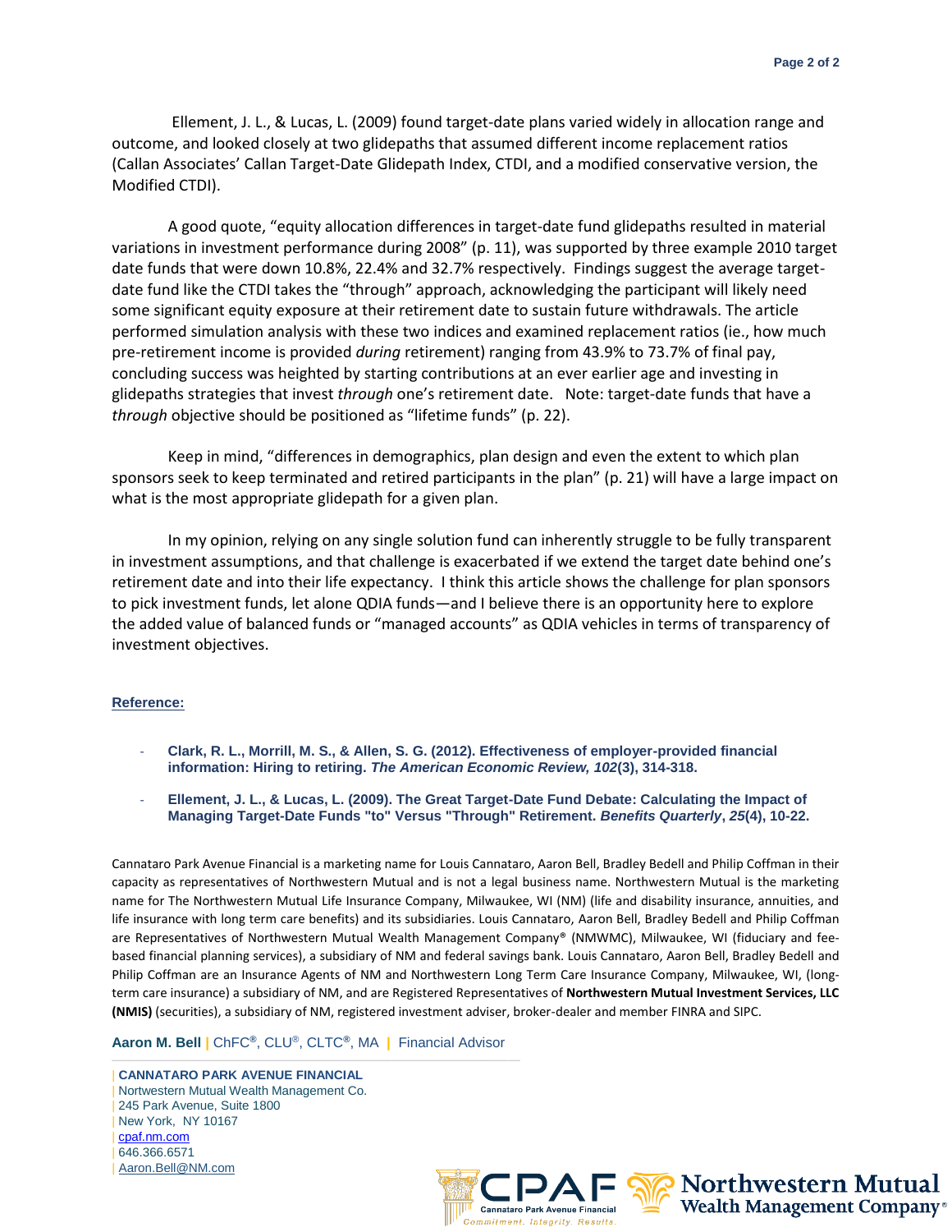Ellement, J. L., & Lucas, L. (2009) found target-date plans varied widely in allocation range and outcome, and looked closely at two glidepaths that assumed different income replacement ratios (Callan Associates' Callan Target-Date Glidepath Index, CTDI, and a modified conservative version, the Modified CTDI).

A good quote, "equity allocation differences in target-date fund glidepaths resulted in material variations in investment performance during 2008" (p. 11), was supported by three example 2010 target date funds that were down 10.8%, 22.4% and 32.7% respectively. Findings suggest the average target-date fund like the CTDI takes the "through" approach, acknowledging the participant will likely need some significant equity exposure at their retirement date to sustain future withdrawals. The article performed simulation analysis with these two indices and examined replacement ratios (ie., how much pre-retirement income is provided *during* retirement) ranging from 43.9% to 73.7% of final pay, concluding success was heighted by starting contributions at an ever earlier age and investing in glidepaths strategies that invest *through* one's retirement date. Note: target-date funds that have a *through* objective should be positioned as "lifetime funds" (p. 22).

Keep in mind, "differences in demographics, plan design and even the extent to which plan sponsors seek to keep terminated and retired participants in the plan" (p. 21) will have a large impact on what is the most appropriate glidepath for a given plan.

In my opinion, relying on any single solution fund can inherently struggle to be fully transparent in investment assumptions, and that challenge is exacerbated if we extend the target date behind one's retirement date and into their life expectancy. I think this article shows the challenge for plan sponsors to pick investment funds, let alone QDIA funds—and I believe there is an opportunity here to explore the added value of balanced funds or "managed accounts" as QDIA vehicles in terms of transparency of investment objectives.

**Reference:**

- **Clark, R. L., Morrill, M. S., & Allen, S. G. (2012). Effectiveness of employer-provided financial information: Hiring to retiring. *The American Economic Review, 102*(3), 314-318.**
- **Ellement, J. L., & Lucas, L. (2009). The Great Target-Date Fund Debate: Calculating the Impact of Managing Target-Date Funds "to" Versus "Through" Retirement. *Benefits Quarterly*, *25*(4), 10-22.**

Cannataro Park Avenue Financial is a marketing name for Louis Cannataro, Aaron Bell, Bradley Bedell and Philip Coffman in their capacity as representatives of Northwestern Mutual and is not a legal business name. Northwestern Mutual is the marketing name for The Northwestern Mutual Life Insurance Company, Milwaukee, WI (NM) (life and disability insurance, annuities, and life insurance with long term care benefits) and its subsidiaries. Louis Cannataro, Aaron Bell, Bradley Bedell and Philip Coffman are Representatives of Northwestern Mutual Wealth Management Company® (NMWMC), Milwaukee, WI (fiduciary and fee-based financial planning services), a subsidiary of NM and federal savings bank. Louis Cannataro, Aaron Bell, Bradley Bedell and Philip Coffman are an Insurance Agents of NM and Northwestern Long Term Care Insurance Company, Milwaukee, WI, (long-term care insurance) a subsidiary of NM, and are Registered Representatives of **Northwestern Mutual Investment Services, LLC (NMIS)** (securities), a subsidiary of NM, registered investment adviser, broker-dealer and member FINRA and SIPC.

**Aaron M. Bell** | ChFC®, CLU®, CLTC®, MA | Financial Advisor

| **CANNATARO PARK AVENUE FINANCIAL**
| Nortwestern Mutual Wealth Management Co.
| 245 Park Avenue, Suite 1800
| New York, NY 10167
| cpaf.nm.com
| 646.366.6571
| Aaron.Bell@NM.com

CPAF Cannataro Park Avenue Financial
Commitment. Integrity. Results.

Northwestern Mutual Wealth Management Company®